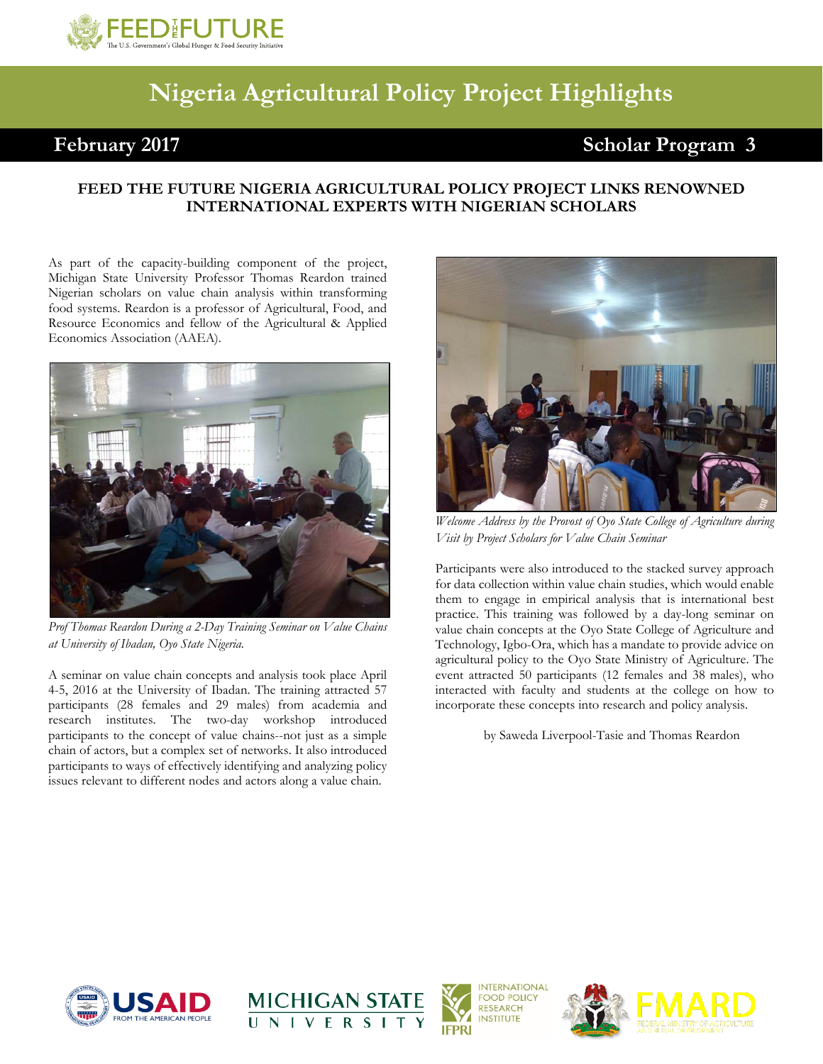# Nigeria Agricultural Policy Project Highlights

**February 2017** **Scholar Program 3**

## FEED THE FUTURE NIGERIA AGRICULTURAL POLICY PROJECT LINKS RENOWNED INTERNATIONAL EXPERTS WITH NIGERIAN SCHOLARS

As part of the capacity-building component of the project, Michigan State University Professor Thomas Reardon trained Nigerian scholars on value chain analysis within transforming food systems. Reardon is a professor of Agricultural, Food, and Resource Economics and fellow of the Agricultural & Applied Economics Association (AAEA).

*Prof Thomas Reardon During a 2-Day Training Seminar on Value Chains at University of Ibadan, Oyo State Nigeria.*

A seminar on value chain concepts and analysis took place April 4-5, 2016 at the University of Ibadan. The training attracted 57 participants (28 females and 29 males) from academia and research institutes. The two-day workshop introduced participants to the concept of value chains--not just as a simple chain of actors, but a complex set of networks. It also introduced participants to ways of effectively identifying and analyzing policy issues relevant to different nodes and actors along a value chain.

*Welcome Address by the Provost of Oyo State College of Agriculture during Visit by Project Scholars for Value Chain Seminar*

Participants were also introduced to the stacked survey approach for data collection within value chain studies, which would enable them to engage in empirical analysis that is international best practice. This training was followed by a day-long seminar on value chain concepts at the Oyo State College of Agriculture and Technology, Igbo-Ora, which has a mandate to provide advice on agricultural policy to the Oyo State Ministry of Agriculture. The event attracted 50 participants (12 females and 38 males), who interacted with faculty and students at the college on how to incorporate these concepts into research and policy analysis.

by Saweda Liverpool-Tasie and Thomas Reardon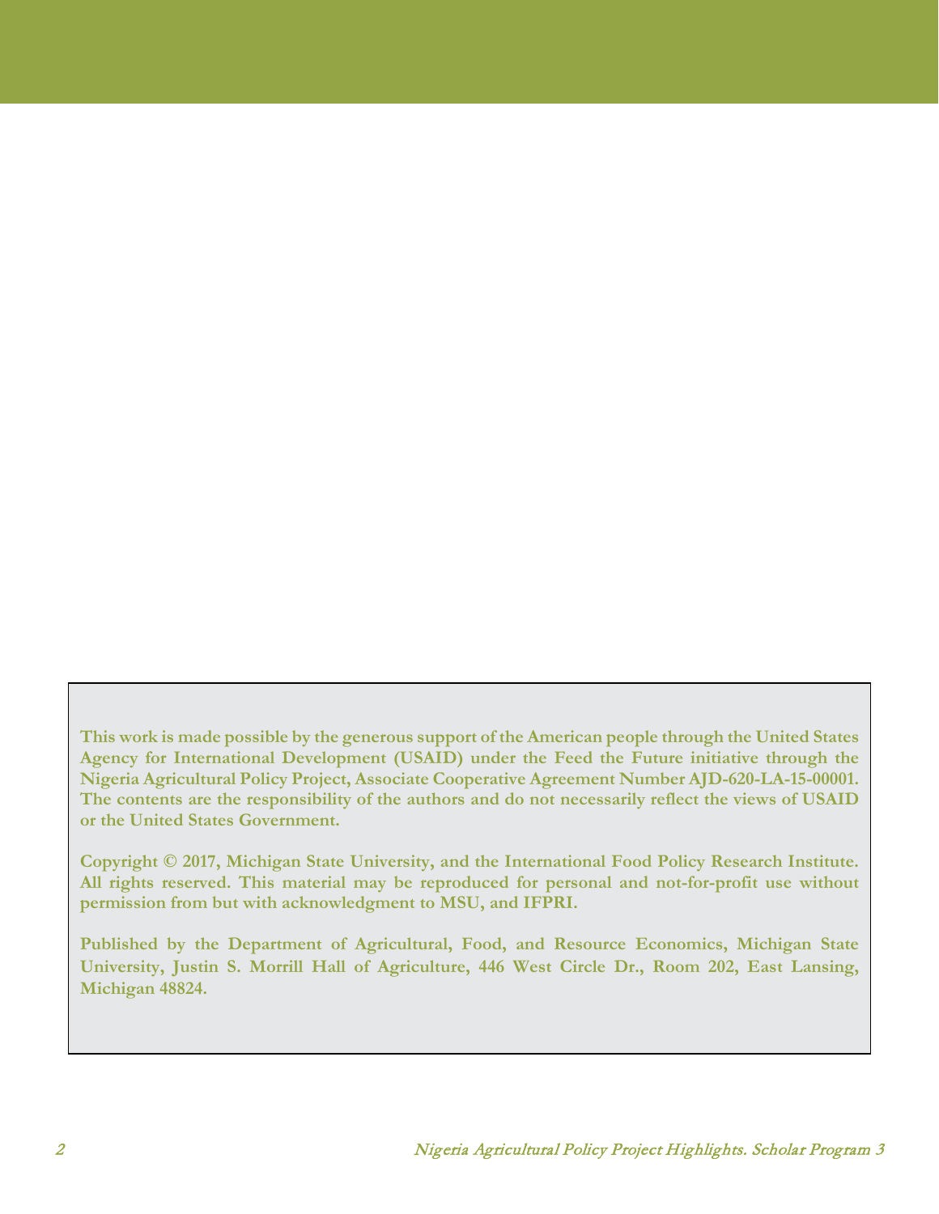**This work is made possible by the generous support of the American people through the United States Agency for International Development (USAID) under the Feed the Future initiative through the Nigeria Agricultural Policy Project, Associate Cooperative Agreement Number AJD-620-LA-15-00001. The contents are the responsibility of the authors and do not necessarily reflect the views of USAID or the United States Government.**

**Copyright © 2017, Michigan State University, and the International Food Policy Research Institute. All rights reserved. This material may be reproduced for personal and not-for-profit use without permission from but with acknowledgment to MSU, and IFPRI.**

**Published by the Department of Agricultural, Food, and Resource Economics, Michigan State University, Justin S. Morrill Hall of Agriculture, 446 West Circle Dr., Room 202, East Lansing, Michigan 48824.**